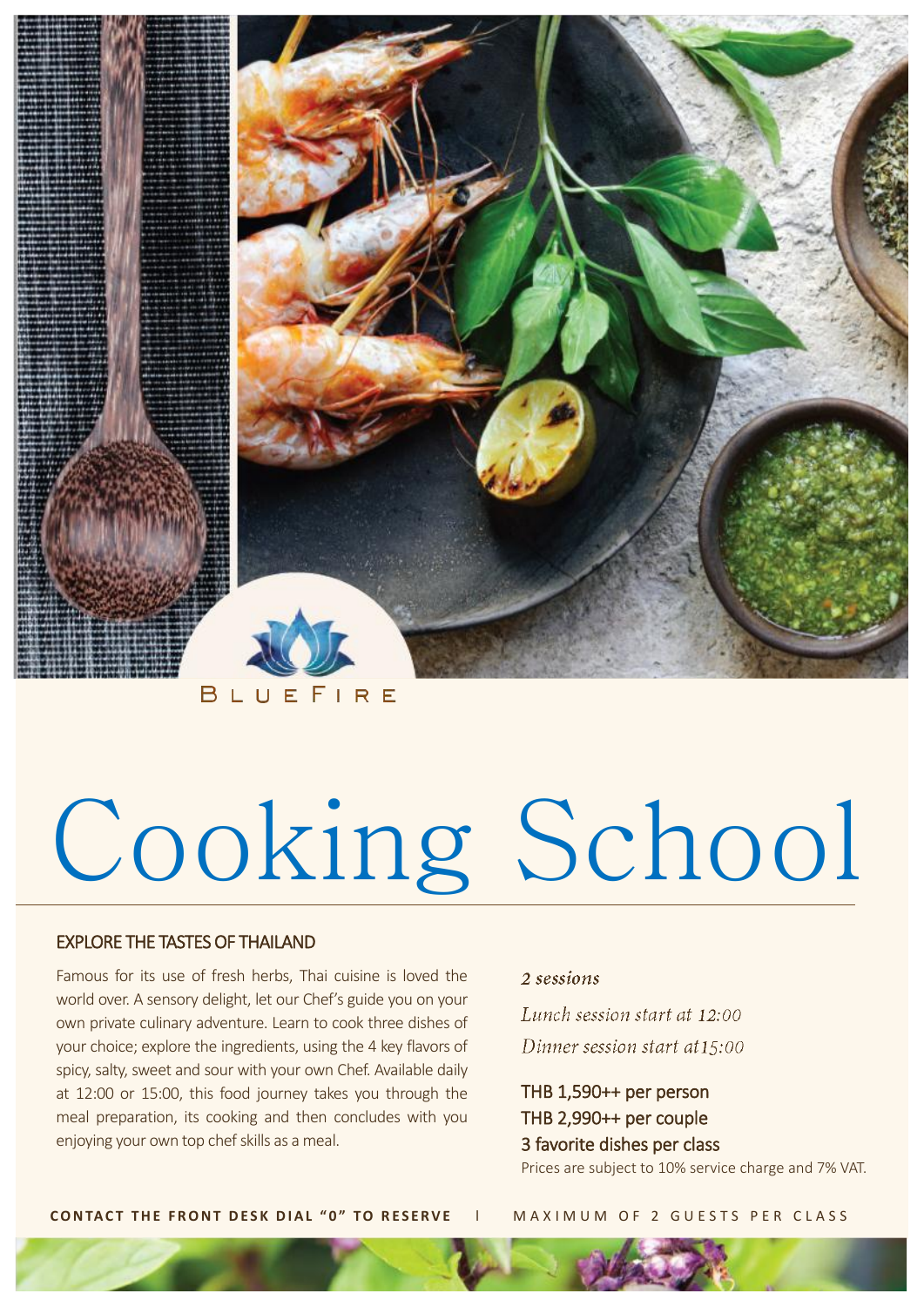BLUEFIRE

# Cooking School

## EXPLORE THE TASTES OF THAILAND

Famous for its use of fresh herbs, Thai cuisine is loved the world over. A sensory delight, let our Chef's guide you on your own private culinary adventure. Learn to cook three dishes of your choice; explore the ingredients, using the 4 key flavors of spicy, salty, sweet and sour with your own Chef. Available daily at 12:00 or 15:00, this food journey takes you through the meal preparation, its cooking and then concludes with you enjoying your own top chef skills as a meal.

*2 sessions*

*Lunch session start at 12:00*

*Dinner session start at15:00*

THB 1,590++ per person
THB 2,990++ per couple
3 favorite dishes per class

Prices are subject to 10% service charge and 7% VAT.

**CONTACT THE FRONT DESK DIAL "0" TO RESERVE** | MAXIMUM OF 2 GUESTS PER CLASS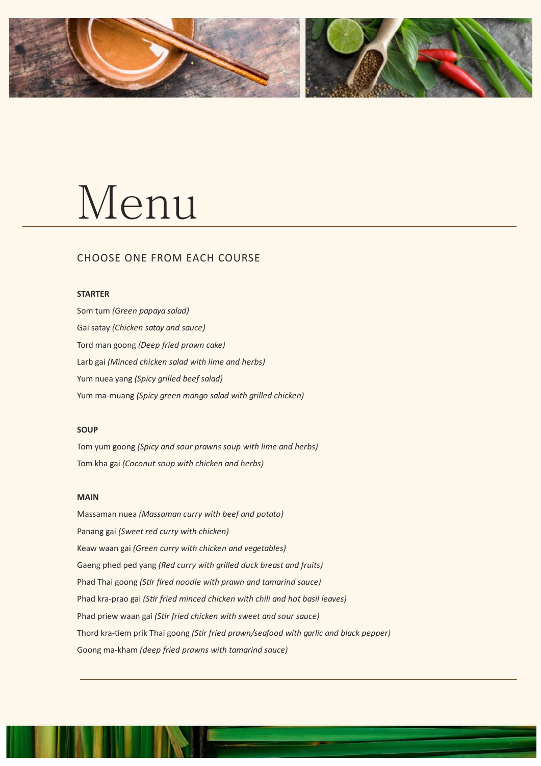# Menu

## CHOOSE ONE FROM EACH COURSE

**STARTER**

Som tum *(Green papaya salad)*

Gai satay *(Chicken satay and sauce)*

Tord man goong *(Deep fried prawn cake)*

Larb gai *(Minced chicken salad with lime and herbs)*

Yum nuea yang *(Spicy grilled beef salad)*

Yum ma-muang *(Spicy green mango salad with grilled chicken)*

**SOUP**

Tom yum goong *(Spicy and sour prawns soup with lime and herbs)*

Tom kha gai *(Coconut soup with chicken and herbs)*

**MAIN**

Massaman nuea *(Massaman curry with beef and potato)*

Panang gai *(Sweet red curry with chicken)*

Keaw waan gai *(Green curry with chicken and vegetables)*

Gaeng phed ped yang *(Red curry with grilled duck breast and fruits)*

Phad Thai goong *(Stir fired noodle with prawn and tamarind sauce)*

Phad kra-prao gai *(Stir fried minced chicken with chili and hot basil leaves)*

Phad priew waan gai *(Stir fried chicken with sweet and sour sauce)*

Thord kra-tiem prik Thai goong *(Stir fried prawn/seafood with garlic and black pepper)*

Goong ma-kham *(deep fried prawns with tamarind sauce)*